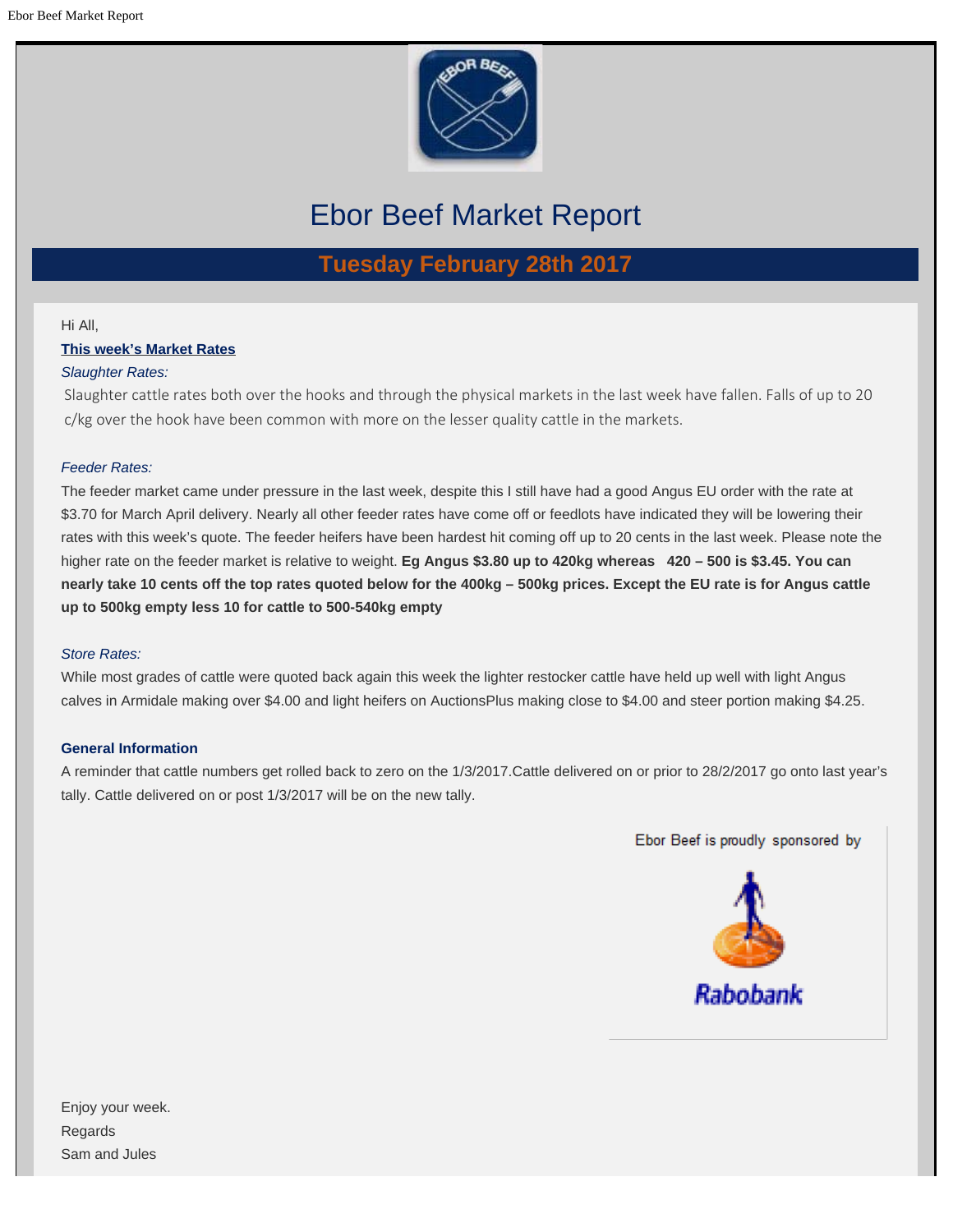# Ebor Beef Market Report

## Tuesday February 28th 2017

Hi All,

**This week's Market Rates**

*Slaughter Rates:*

Slaughter cattle rates both over the hooks and through the physical markets in the last week have fallen. Falls of up to 20 c/kg over the hook have been common with more on the lesser quality cattle in the markets.

*Feeder Rates:*

The feeder market came under pressure in the last week, despite this I still have had a good Angus EU order with the rate at $3.70 for March April delivery. Nearly all other feeder rates have come off or feedlots have indicated they will be lowering their rates with this week's quote. The feeder heifers have been hardest hit coming off up to 20 cents in the last week. Please note the higher rate on the feeder market is relative to weight. **Eg Angus $3.80 up to 420kg whereas 420 – 500 is $3.45. You can nearly take 10 cents off the top rates quoted below for the 400kg – 500kg prices. Except the EU rate is for Angus cattle up to 500kg empty less 10 for cattle to 500-540kg empty**

*Store Rates:*

While most grades of cattle were quoted back again this week the lighter restocker cattle have held up well with light Angus calves in Armidale making over $4.00 and light heifers on AuctionsPlus making close to $4.00 and steer portion making $4.25.

**General Information**

A reminder that cattle numbers get rolled back to zero on the 1/3/2017.Cattle delivered on or prior to 28/2/2017 go onto last year's tally. Cattle delivered on or post 1/3/2017 will be on the new tally.

Ebor Beef is proudly sponsored by

Rabobank

Enjoy your week.

Regards

Sam and Jules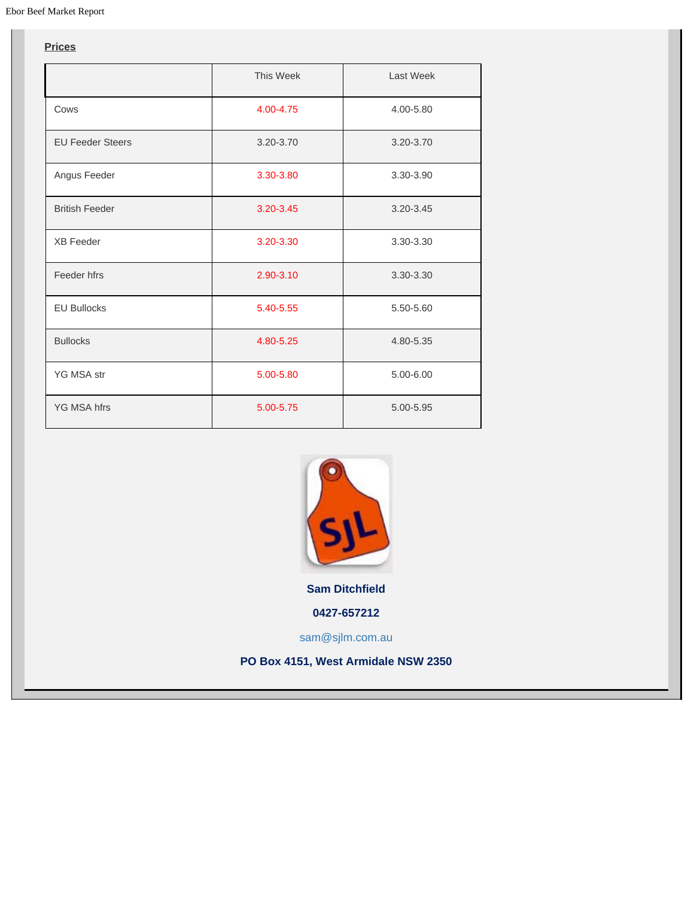**Prices**

| | This Week | Last Week |
|---|---|---|
| Cows | 4.00-4.75 | 4.00-5.80 |
| EU Feeder Steers | 3.20-3.70 | 3.20-3.70 |
| Angus Feeder | 3.30-3.80 | 3.30-3.90 |
| British Feeder | 3.20-3.45 | 3.20-3.45 |
| XB Feeder | 3.20-3.30 | 3.30-3.30 |
| Feeder hfrs | 2.90-3.10 | 3.30-3.30 |
| EU Bullocks | 5.40-5.55 | 5.50-5.60 |
| Bullocks | 4.80-5.25 | 4.80-5.35 |
| YG MSA str | 5.00-5.80 | 5.00-6.00 |
| YG MSA hfrs | 5.00-5.75 | 5.00-5.95 |

**Sam Ditchfield**

**0427-657212**

sam@sjlm.com.au

**PO Box 4151, West Armidale NSW 2350**